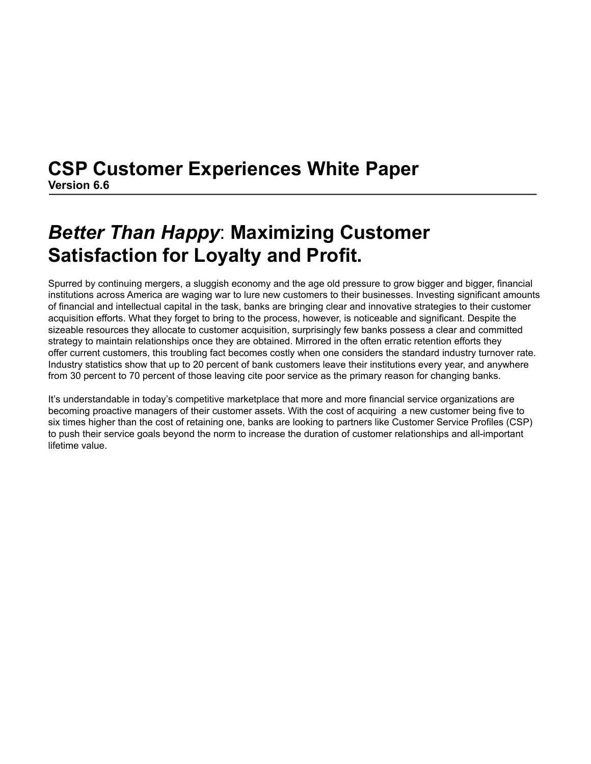# CSP Customer Experiences White Paper

**Version 6.6**

---

## *Better Than Happy*: Maximizing Customer Satisfaction for Loyalty and Profit.

Spurred by continuing mergers, a sluggish economy and the age old pressure to grow bigger and bigger, financial institutions across America are waging war to lure new customers to their businesses. Investing significant amounts of financial and intellectual capital in the task, banks are bringing clear and innovative strategies to their customer acquisition efforts. What they forget to bring to the process, however, is noticeable and significant. Despite the sizeable resources they allocate to customer acquisition, surprisingly few banks possess a clear and committed strategy to maintain relationships once they are obtained. Mirrored in the often erratic retention efforts they offer current customers, this troubling fact becomes costly when one considers the standard industry turnover rate. Industry statistics show that up to 20 percent of bank customers leave their institutions every year, and anywhere from 30 percent to 70 percent of those leaving cite poor service as the primary reason for changing banks.

It's understandable in today's competitive marketplace that more and more financial service organizations are becoming proactive managers of their customer assets. With the cost of acquiring a new customer being five to six times higher than the cost of retaining one, banks are looking to partners like Customer Service Profiles (CSP) to push their service goals beyond the norm to increase the duration of customer relationships and all-important lifetime value.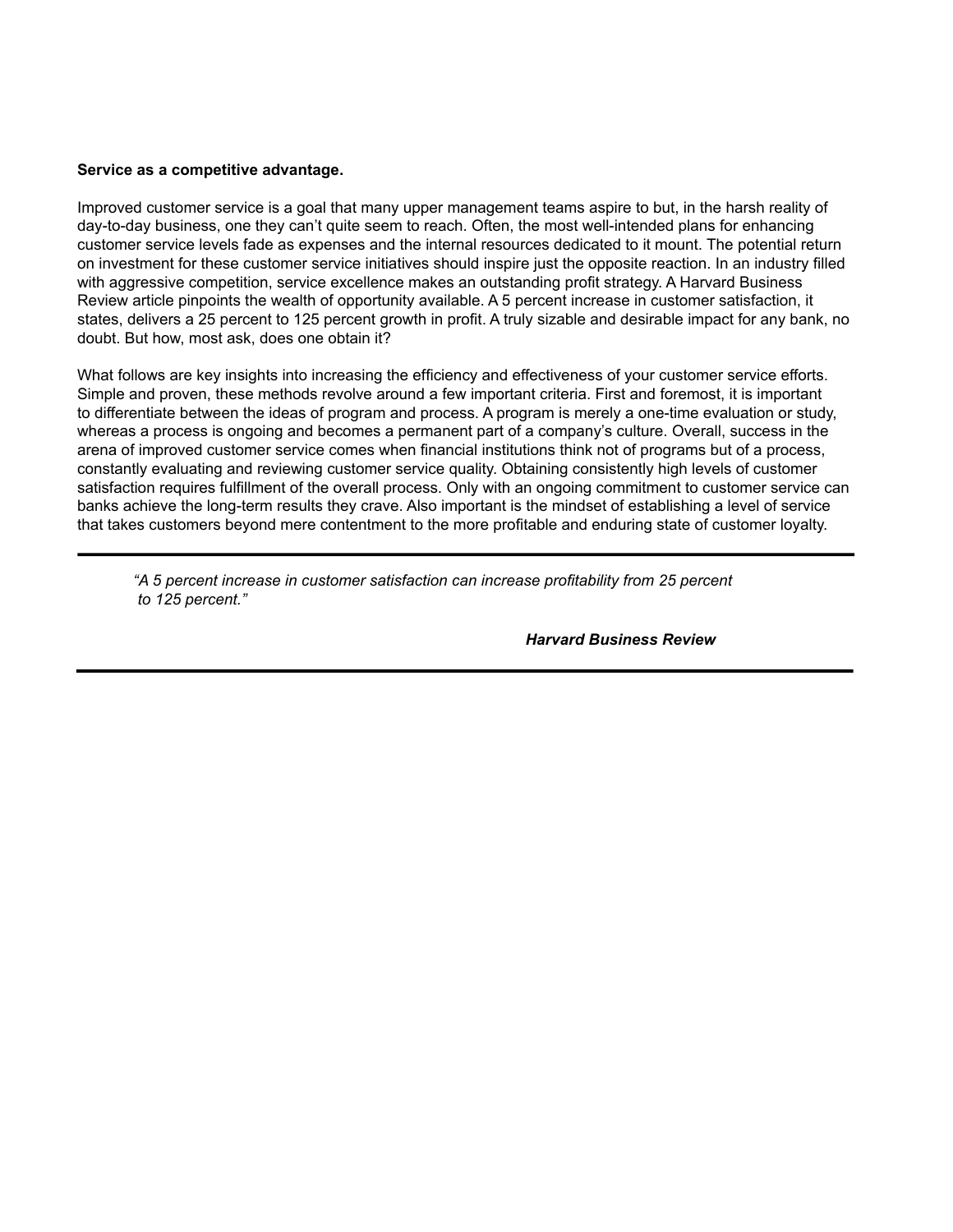**Service as a competitive advantage.**

Improved customer service is a goal that many upper management teams aspire to but, in the harsh reality of day-to-day business, one they can't quite seem to reach. Often, the most well-intended plans for enhancing customer service levels fade as expenses and the internal resources dedicated to it mount. The potential return on investment for these customer service initiatives should inspire just the opposite reaction. In an industry filled with aggressive competition, service excellence makes an outstanding profit strategy. A Harvard Business Review article pinpoints the wealth of opportunity available. A 5 percent increase in customer satisfaction, it states, delivers a 25 percent to 125 percent growth in profit. A truly sizable and desirable impact for any bank, no doubt. But how, most ask, does one obtain it?

What follows are key insights into increasing the efficiency and effectiveness of your customer service efforts. Simple and proven, these methods revolve around a few important criteria. First and foremost, it is important to differentiate between the ideas of program and process. A program is merely a one-time evaluation or study, whereas a process is ongoing and becomes a permanent part of a company's culture. Overall, success in the arena of improved customer service comes when financial institutions think not of programs but of a process, constantly evaluating and reviewing customer service quality. Obtaining consistently high levels of customer satisfaction requires fulfillment of the overall process. Only with an ongoing commitment to customer service can banks achieve the long-term results they crave. Also important is the mindset of establishing a level of service that takes customers beyond mere contentment to the more profitable and enduring state of customer loyalty.

---

> *"A 5 percent increase in customer satisfaction can increase profitability from 25 percent to 125 percent."*
>
> ***Harvard Business Review***

---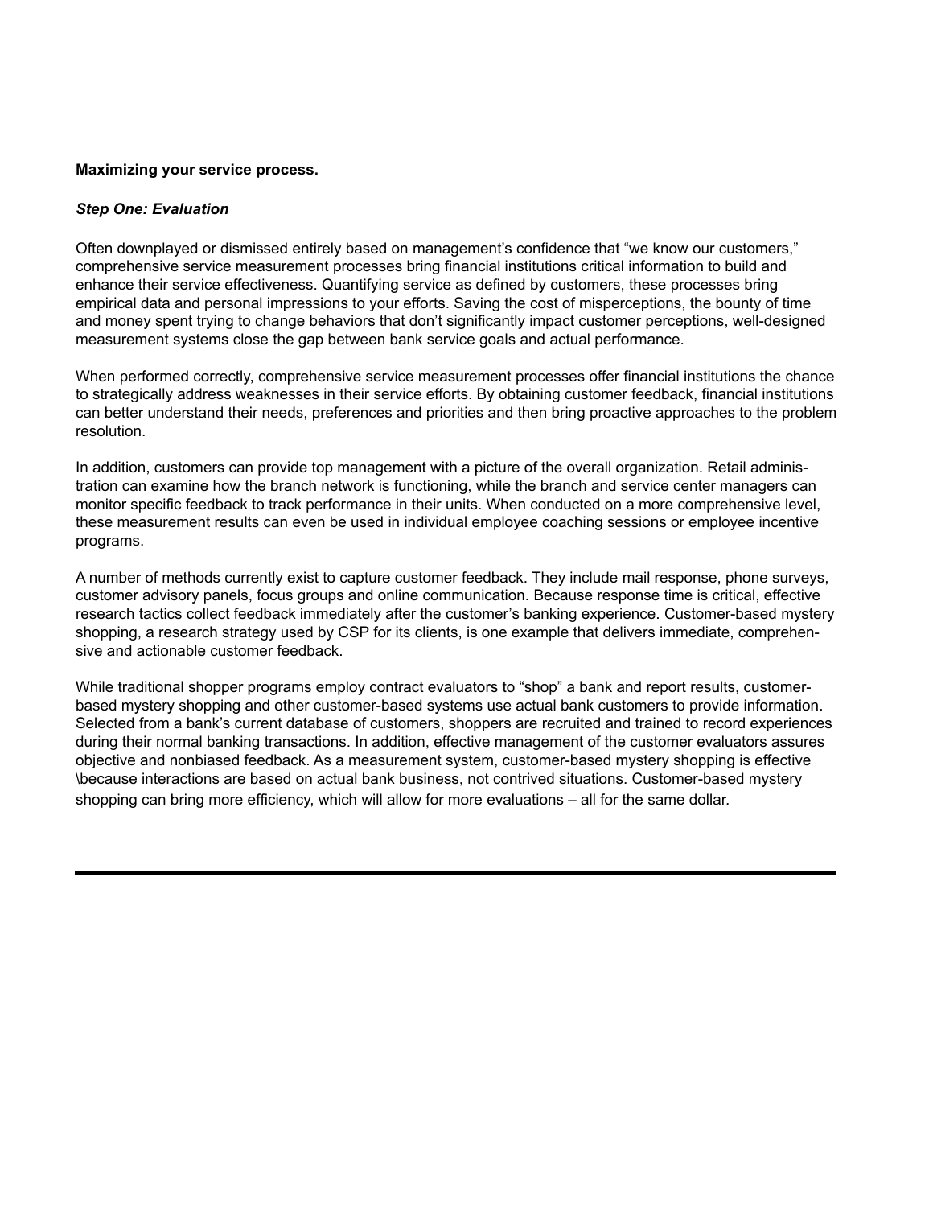**Maximizing your service process.**

***Step One: Evaluation***

Often downplayed or dismissed entirely based on management's confidence that "we know our customers," comprehensive service measurement processes bring financial institutions critical information to build and enhance their service effectiveness. Quantifying service as defined by customers, these processes bring empirical data and personal impressions to your efforts. Saving the cost of misperceptions, the bounty of time and money spent trying to change behaviors that don't significantly impact customer perceptions, well-designed measurement systems close the gap between bank service goals and actual performance.

When performed correctly, comprehensive service measurement processes offer financial institutions the chance to strategically address weaknesses in their service efforts. By obtaining customer feedback, financial institutions can better understand their needs, preferences and priorities and then bring proactive approaches to the problem resolution.

In addition, customers can provide top management with a picture of the overall organization. Retail administration can examine how the branch network is functioning, while the branch and service center managers can monitor specific feedback to track performance in their units. When conducted on a more comprehensive level, these measurement results can even be used in individual employee coaching sessions or employee incentive programs.

A number of methods currently exist to capture customer feedback. They include mail response, phone surveys, customer advisory panels, focus groups and online communication. Because response time is critical, effective research tactics collect feedback immediately after the customer's banking experience. Customer-based mystery shopping, a research strategy used by CSP for its clients, is one example that delivers immediate, comprehensive and actionable customer feedback.

While traditional shopper programs employ contract evaluators to "shop" a bank and report results, customer-based mystery shopping and other customer-based systems use actual bank customers to provide information. Selected from a bank's current database of customers, shoppers are recruited and trained to record experiences during their normal banking transactions. In addition, effective management of the customer evaluators assures objective and nonbiased feedback. As a measurement system, customer-based mystery shopping is effective \because interactions are based on actual bank business, not contrived situations. Customer-based mystery shopping can bring more efficiency, which will allow for more evaluations – all for the same dollar.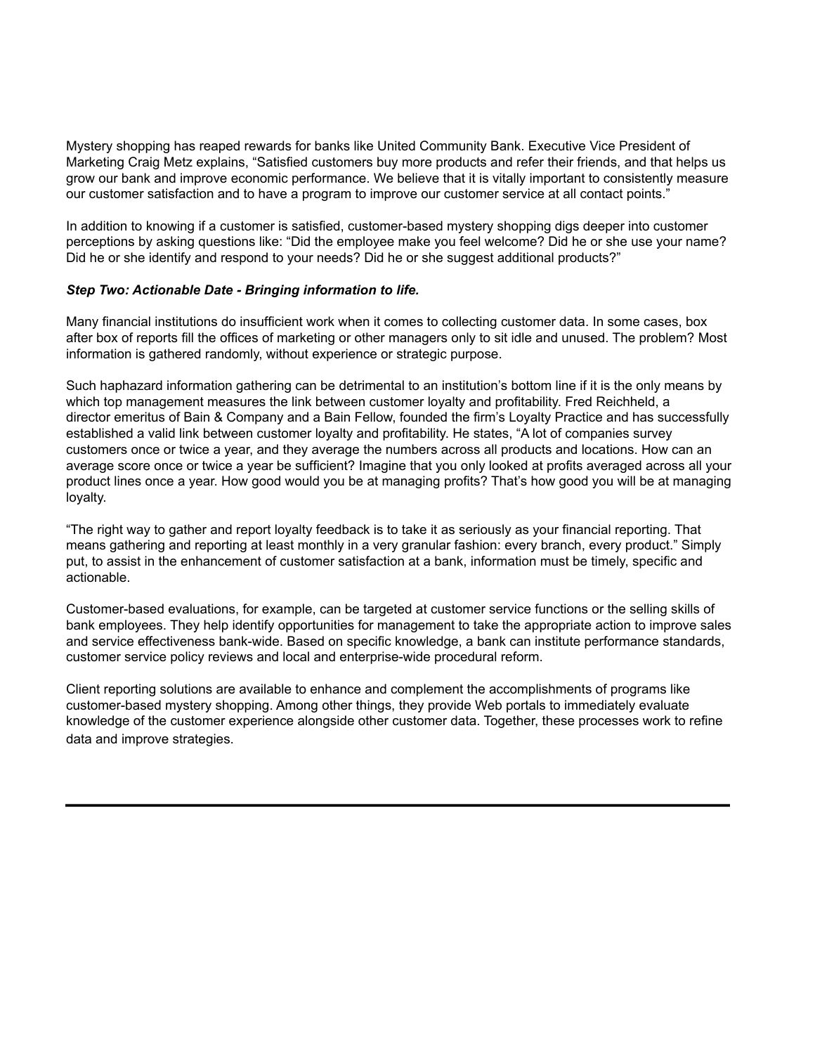Mystery shopping has reaped rewards for banks like United Community Bank. Executive Vice President of Marketing Craig Metz explains, “Satisfied customers buy more products and refer their friends, and that helps us grow our bank and improve economic performance. We believe that it is vitally important to consistently measure our customer satisfaction and to have a program to improve our customer service at all contact points.”

In addition to knowing if a customer is satisfied, customer-based mystery shopping digs deeper into customer perceptions by asking questions like: “Did the employee make you feel welcome? Did he or she use your name? Did he or she identify and respond to your needs? Did he or she suggest additional products?”

***Step Two: Actionable Date - Bringing information to life.***

Many financial institutions do insufficient work when it comes to collecting customer data. In some cases, box after box of reports fill the offices of marketing or other managers only to sit idle and unused. The problem? Most information is gathered randomly, without experience or strategic purpose.

Such haphazard information gathering can be detrimental to an institution’s bottom line if it is the only means by which top management measures the link between customer loyalty and profitability. Fred Reichheld, a director emeritus of Bain & Company and a Bain Fellow, founded the firm’s Loyalty Practice and has successfully established a valid link between customer loyalty and profitability. He states, “A lot of companies survey customers once or twice a year, and they average the numbers across all products and locations. How can an average score once or twice a year be sufficient? Imagine that you only looked at profits averaged across all your product lines once a year. How good would you be at managing profits? That’s how good you will be at managing loyalty.

“The right way to gather and report loyalty feedback is to take it as seriously as your financial reporting. That means gathering and reporting at least monthly in a very granular fashion: every branch, every product.” Simply put, to assist in the enhancement of customer satisfaction at a bank, information must be timely, specific and actionable.

Customer-based evaluations, for example, can be targeted at customer service functions or the selling skills of bank employees. They help identify opportunities for management to take the appropriate action to improve sales and service effectiveness bank-wide. Based on specific knowledge, a bank can institute performance standards, customer service policy reviews and local and enterprise-wide procedural reform.

Client reporting solutions are available to enhance and complement the accomplishments of programs like customer-based mystery shopping. Among other things, they provide Web portals to immediately evaluate knowledge of the customer experience alongside other customer data. Together, these processes work to refine data and improve strategies.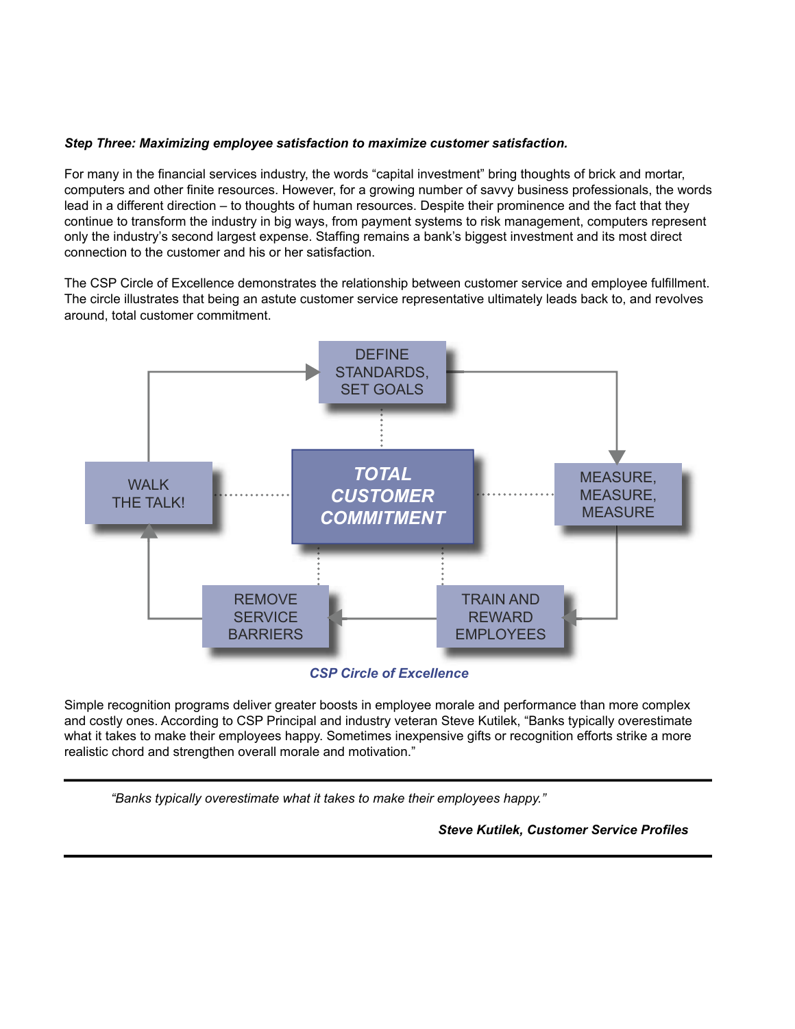***Step Three: Maximizing employee satisfaction to maximize customer satisfaction.***

For many in the financial services industry, the words "capital investment" bring thoughts of brick and mortar, computers and other finite resources. However, for a growing number of savvy business professionals, the words lead in a different direction – to thoughts of human resources. Despite their prominence and the fact that they continue to transform the industry in big ways, from payment systems to risk management, computers represent only the industry's second largest expense. Staffing remains a bank's biggest investment and its most direct connection to the customer and his or her satisfaction.

The CSP Circle of Excellence demonstrates the relationship between customer service and employee fulfillment. The circle illustrates that being an astute customer service representative ultimately leads back to, and revolves around, total customer commitment.

DEFINE STANDARDS, SET GOALS

MEASURE, MEASURE, MEASURE

TRAIN AND REWARD EMPLOYEES

REMOVE SERVICE BARRIERS

WALK THE TALK!

***TOTAL CUSTOMER COMMITMENT***

***CSP Circle of Excellence***

Simple recognition programs deliver greater boosts in employee morale and performance than more complex and costly ones. According to CSP Principal and industry veteran Steve Kutilek, "Banks typically overestimate what it takes to make their employees happy. Sometimes inexpensive gifts or recognition efforts strike a more realistic chord and strengthen overall morale and motivation."

---

*"Banks typically overestimate what it takes to make their employees happy."*

***Steve Kutilek, Customer Service Profiles***

---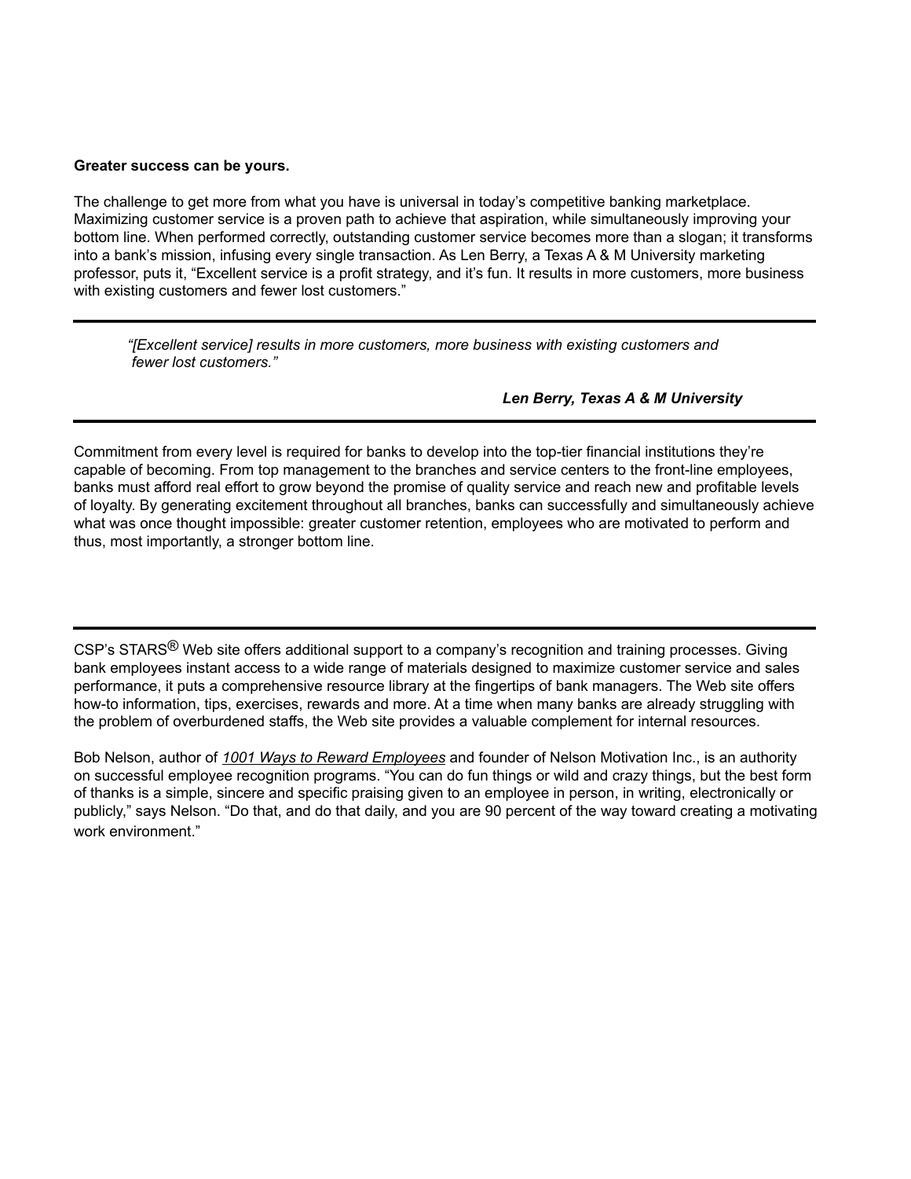**Greater success can be yours.**

The challenge to get more from what you have is universal in today's competitive banking marketplace. Maximizing customer service is a proven path to achieve that aspiration, while simultaneously improving your bottom line. When performed correctly, outstanding customer service becomes more than a slogan; it transforms into a bank's mission, infusing every single transaction. As Len Berry, a Texas A & M University marketing professor, puts it, "Excellent service is a profit strategy, and it's fun. It results in more customers, more business with existing customers and fewer lost customers."

---

> *"[Excellent service] results in more customers, more business with existing customers and fewer lost customers."*
>
> ***Len Berry, Texas A & M University***

---

Commitment from every level is required for banks to develop into the top-tier financial institutions they're capable of becoming. From top management to the branches and service centers to the front-line employees, banks must afford real effort to grow beyond the promise of quality service and reach new and profitable levels of loyalty. By generating excitement throughout all branches, banks can successfully and simultaneously achieve what was once thought impossible: greater customer retention, employees who are motivated to perform and thus, most importantly, a stronger bottom line.

---

CSP's STARS® Web site offers additional support to a company's recognition and training processes. Giving bank employees instant access to a wide range of materials designed to maximize customer service and sales performance, it puts a comprehensive resource library at the fingertips of bank managers. The Web site offers how-to information, tips, exercises, rewards and more. At a time when many banks are already struggling with the problem of overburdened staffs, the Web site provides a valuable complement for internal resources.

Bob Nelson, author of *1001 Ways to Reward Employees* and founder of Nelson Motivation Inc., is an authority on successful employee recognition programs. "You can do fun things or wild and crazy things, but the best form of thanks is a simple, sincere and specific praising given to an employee in person, in writing, electronically or publicly," says Nelson. "Do that, and do that daily, and you are 90 percent of the way toward creating a motivating work environment."